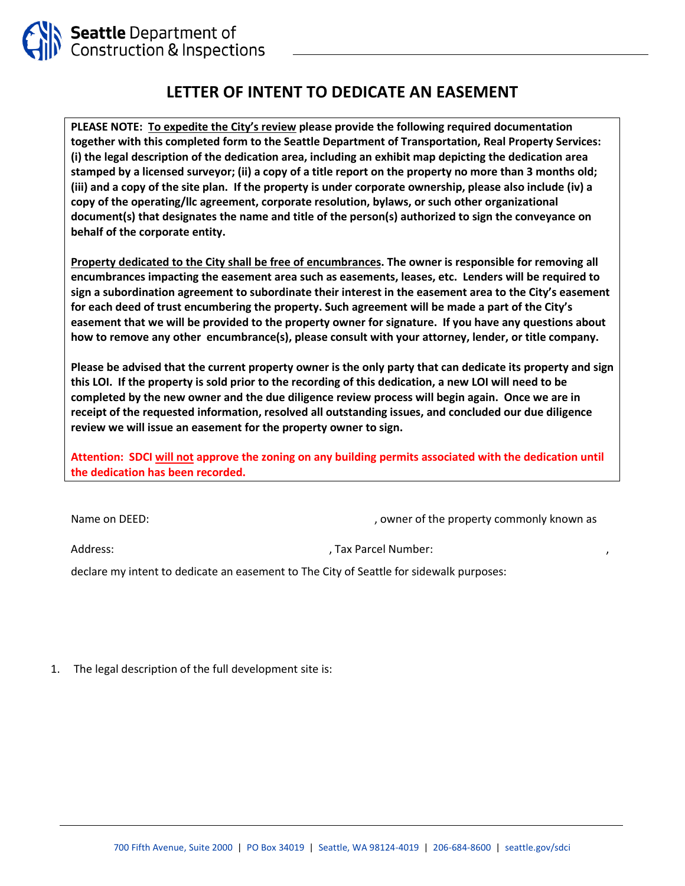Seattle Department of Construction & Inspections

# LETTER OF INTENT TO DEDICATE AN EASEMENT

**PLEASE NOTE: To expedite the City's review please provide the following required documentation together with this completed form to the Seattle Department of Transportation, Real Property Services: (i) the legal description of the dedication area, including an exhibit map depicting the dedication area stamped by a licensed surveyor; (ii) a copy of a title report on the property no more than 3 months old; (iii) and a copy of the site plan. If the property is under corporate ownership, please also include (iv) a copy of the operating/llc agreement, corporate resolution, bylaws, or such other organizational document(s) that designates the name and title of the person(s) authorized to sign the conveyance on behalf of the corporate entity.**

**Property dedicated to the City shall be free of encumbrances. The owner is responsible for removing all encumbrances impacting the easement area such as easements, leases, etc. Lenders will be required to sign a subordination agreement to subordinate their interest in the easement area to the City's easement for each deed of trust encumbering the property. Such agreement will be made a part of the City's easement that we will be provided to the property owner for signature. If you have any questions about how to remove any other encumbrance(s), please consult with your attorney, lender, or title company.**

**Please be advised that the current property owner is the only party that can dedicate its property and sign this LOI. If the property is sold prior to the recording of this dedication, a new LOI will need to be completed by the new owner and the due diligence review process will begin again. Once we are in receipt of the requested information, resolved all outstanding issues, and concluded our due diligence review we will issue an easement for the property owner to sign.**

**Attention: SDCI will not approve the zoning on any building permits associated with the dedication until the dedication has been recorded.**

Name on DEED: , owner of the property commonly known as

Address: , Tax Parcel Number: ,

declare my intent to dedicate an easement to The City of Seattle for sidewalk purposes:

1. The legal description of the full development site is: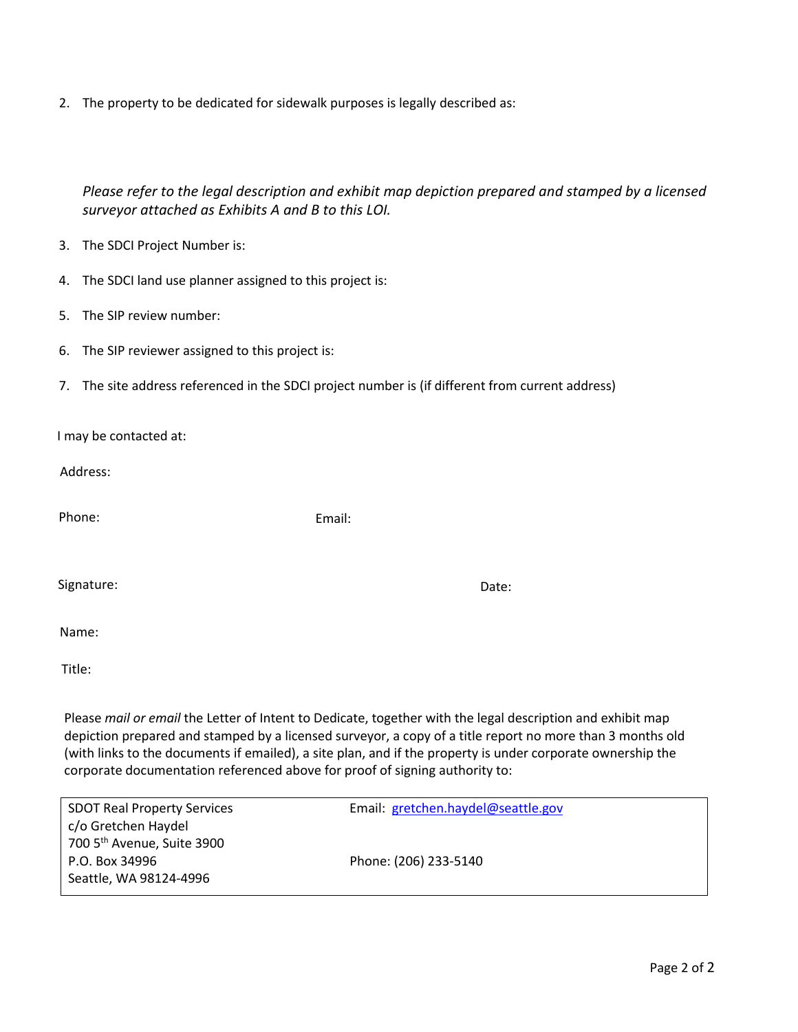2. The property to be dedicated for sidewalk purposes is legally described as:

   *Please refer to the legal description and exhibit map depiction prepared and stamped by a licensed surveyor attached as Exhibits A and B to this LOI.*

3. The SDCI Project Number is:

4. The SDCI land use planner assigned to this project is:

5. The SIP review number:

6. The SIP reviewer assigned to this project is:

7. The site address referenced in the SDCI project number is (if different from current address)

I may be contacted at:

Address:

Phone: Email:

Signature: Date:

Name:

Title:

Please *mail or email* the Letter of Intent to Dedicate, together with the legal description and exhibit map depiction prepared and stamped by a licensed surveyor, a copy of a title report no more than 3 months old (with links to the documents if emailed), a site plan, and if the property is under corporate ownership the corporate documentation referenced above for proof of signing authority to:

| | |
|---|---|
| SDOT Real Property Services<br>c/o Gretchen Haydel<br>700 5th Avenue, Suite 3900<br>P.O. Box 34996<br>Seattle, WA 98124-4996 | Email: gretchen.haydel@seattle.gov<br><br>Phone: (206) 233-5140 |